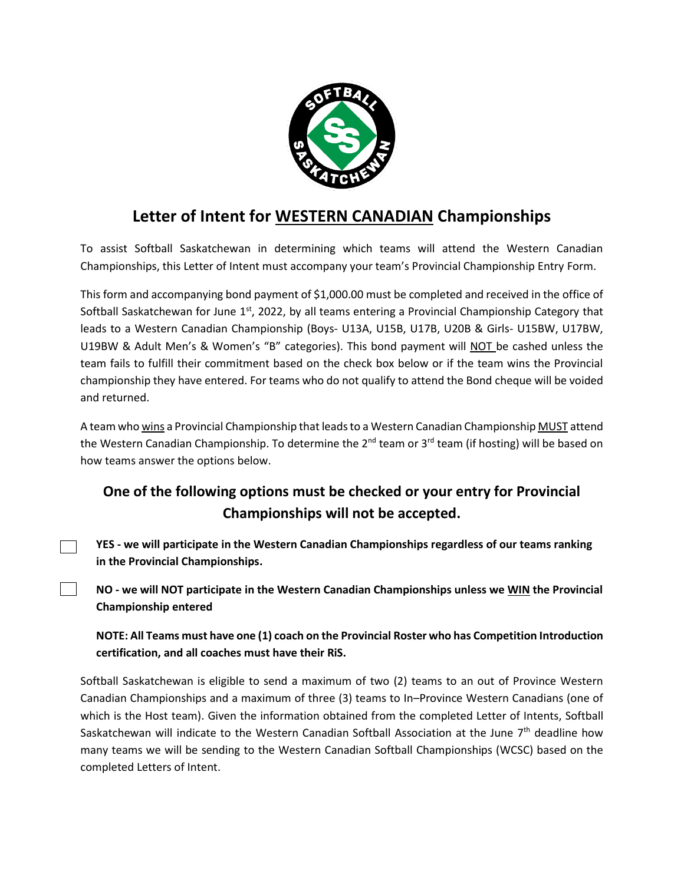# Letter of Intent for <u>WESTERN CANADIAN</u> Championships

To assist Softball Saskatchewan in determining which teams will attend the Western Canadian Championships, this Letter of Intent must accompany your team's Provincial Championship Entry Form.

This form and accompanying bond payment of $1,000.00 must be completed and received in the office of Softball Saskatchewan for June 1st, 2022, by all teams entering a Provincial Championship Category that leads to a Western Canadian Championship (Boys- U13A, U15B, U17B, U20B & Girls- U15BW, U17BW, U19BW & Adult Men's & Women's "B" categories). This bond payment will <u>NOT</u> be cashed unless the team fails to fulfill their commitment based on the check box below or if the team wins the Provincial championship they have entered. For teams who do not qualify to attend the Bond cheque will be voided and returned.

A team who <u>wins</u> a Provincial Championship that leads to a Western Canadian Championship <u>MUST</u> attend the Western Canadian Championship. To determine the 2nd team or 3rd team (if hosting) will be based on how teams answer the options below.

## One of the following options must be checked or your entry for Provincial Championships will not be accepted.

☐ **YES - we will participate in the Western Canadian Championships regardless of our teams ranking in the Provincial Championships.**

☐ **NO - we will NOT participate in the Western Canadian Championships unless we <u>WIN</u> the Provincial Championship entered**

**NOTE: All Teams must have one (1) coach on the Provincial Roster who has Competition Introduction certification, and all coaches must have their RiS.**

Softball Saskatchewan is eligible to send a maximum of two (2) teams to an out of Province Western Canadian Championships and a maximum of three (3) teams to In–Province Western Canadians (one of which is the Host team). Given the information obtained from the completed Letter of Intents, Softball Saskatchewan will indicate to the Western Canadian Softball Association at the June 7th deadline how many teams we will be sending to the Western Canadian Softball Championships (WCSC) based on the completed Letters of Intent.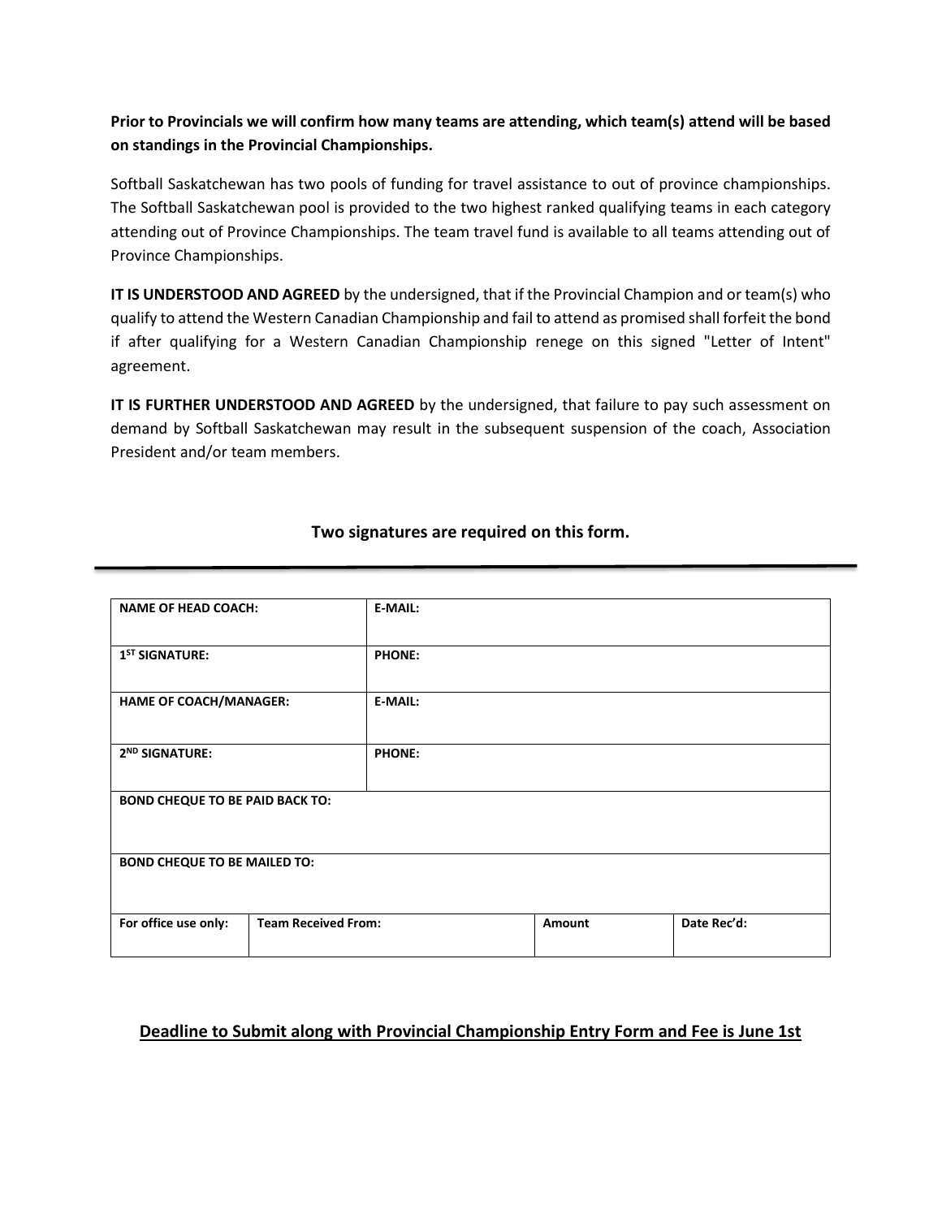**Prior to Provincials we will confirm how many teams are attending, which team(s) attend will be based on standings in the Provincial Championships.**

Softball Saskatchewan has two pools of funding for travel assistance to out of province championships. The Softball Saskatchewan pool is provided to the two highest ranked qualifying teams in each category attending out of Province Championships. The team travel fund is available to all teams attending out of Province Championships.

**IT IS UNDERSTOOD AND AGREED** by the undersigned, that if the Provincial Champion and or team(s) who qualify to attend the Western Canadian Championship and fail to attend as promised shall forfeit the bond if after qualifying for a Western Canadian Championship renege on this signed "Letter of Intent" agreement.

**IT IS FURTHER UNDERSTOOD AND AGREED** by the undersigned, that failure to pay such assessment on demand by Softball Saskatchewan may result in the subsequent suspension of the coach, Association President and/or team members.

**Two signatures are required on this form.**

---

| | | | |
|---|---|---|---|
| **NAME OF HEAD COACH:** | **E-MAIL:** | | |
| **1ST SIGNATURE:** | **PHONE:** | | |
| **HAME OF COACH/MANAGER:** | **E-MAIL:** | | |
| **2ND SIGNATURE:** | **PHONE:** | | |
| **BOND CHEQUE TO BE PAID BACK TO:** | | | |
| **BOND CHEQUE TO BE MAILED TO:** | | | |
| **For office use only:** | **Team Received From:** | **Amount** | **Date Rec'd:** |

**<u>Deadline to Submit along with Provincial Championship Entry Form and Fee is June 1st</u>**